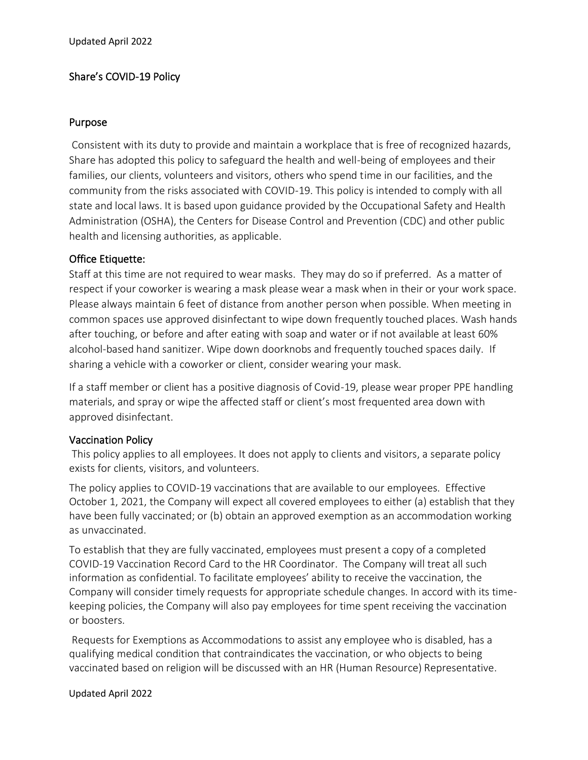# Share's COVID-19 Policy

## Purpose

Consistent with its duty to provide and maintain a workplace that is free of recognized hazards, Share has adopted this policy to safeguard the health and well-being of employees and their families, our clients, volunteers and visitors, others who spend time in our facilities, and the community from the risks associated with COVID-19. This policy is intended to comply with all state and local laws. It is based upon guidance provided by the Occupational Safety and Health Administration (OSHA), the Centers for Disease Control and Prevention (CDC) and other public health and licensing authorities, as applicable.

## Office Etiquette:

Staff at this time are not required to wear masks. They may do so if preferred. As a matter of respect if your coworker is wearing a mask please wear a mask when in their or your work space. Please always maintain 6 feet of distance from another person when possible. When meeting in common spaces use approved disinfectant to wipe down frequently touched places. Wash hands after touching, or before and after eating with soap and water or if not available at least 60% alcohol-based hand sanitizer. Wipe down doorknobs and frequently touched spaces daily. If sharing a vehicle with a coworker or client, consider wearing your mask.

If a staff member or client has a positive diagnosis of Covid-19, please wear proper PPE handling materials, and spray or wipe the affected staff or client's most frequented area down with approved disinfectant.

## Vaccination Policy

This policy applies to all employees. It does not apply to clients and visitors, a separate policy exists for clients, visitors, and volunteers.

The policy applies to COVID-19 vaccinations that are available to our employees. Effective October 1, 2021, the Company will expect all covered employees to either (a) establish that they have been fully vaccinated; or (b) obtain an approved exemption as an accommodation working as unvaccinated.

To establish that they are fully vaccinated, employees must present a copy of a completed COVID-19 Vaccination Record Card to the HR Coordinator. The Company will treat all such information as confidential. To facilitate employees' ability to receive the vaccination, the Company will consider timely requests for appropriate schedule changes. In accord with its time-keeping policies, the Company will also pay employees for time spent receiving the vaccination or boosters.

Requests for Exemptions as Accommodations to assist any employee who is disabled, has a qualifying medical condition that contraindicates the vaccination, or who objects to being vaccinated based on religion will be discussed with an HR (Human Resource) Representative.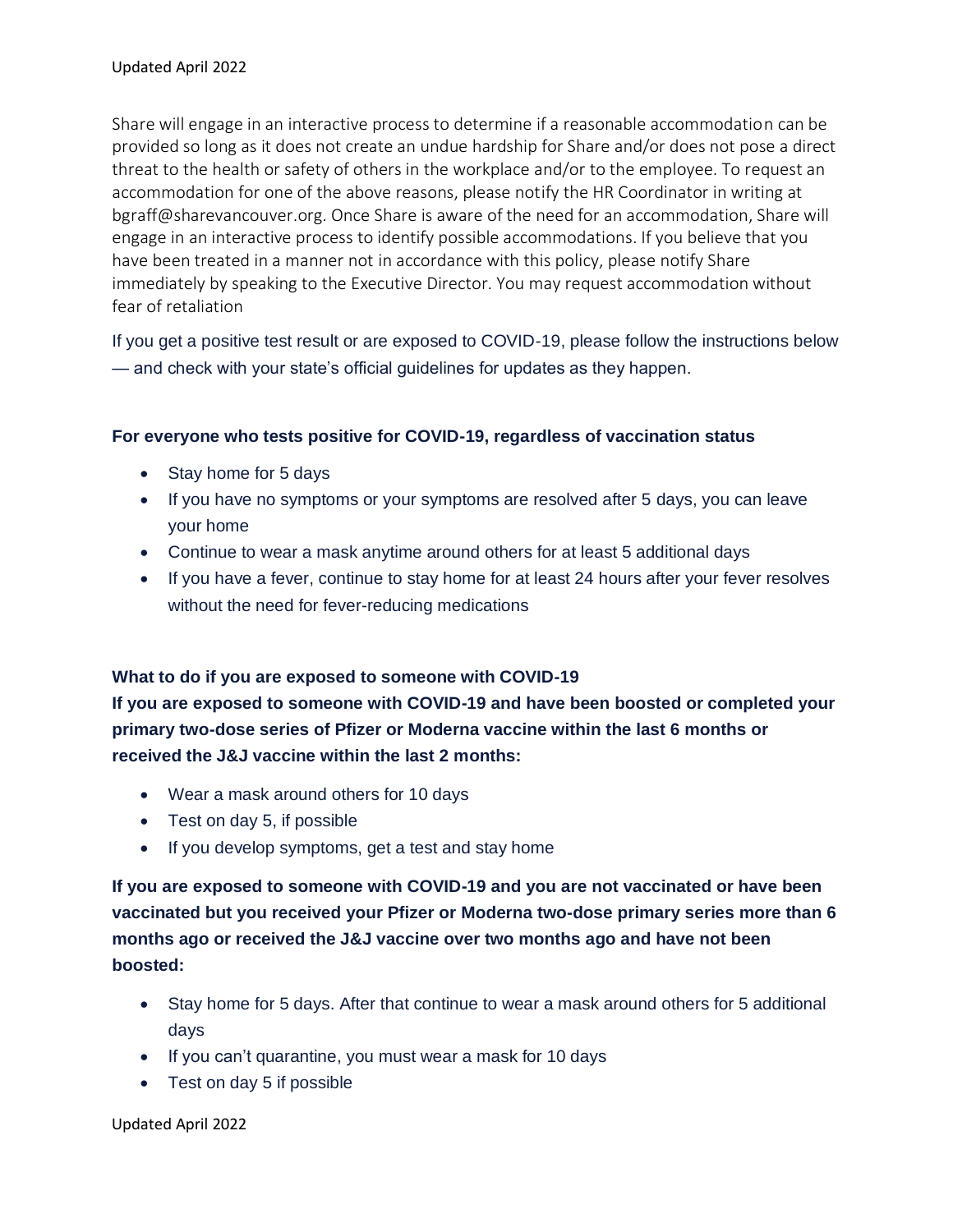Share will engage in an interactive process to determine if a reasonable accommodation can be provided so long as it does not create an undue hardship for Share and/or does not pose a direct threat to the health or safety of others in the workplace and/or to the employee. To request an accommodation for one of the above reasons, please notify the HR Coordinator in writing at bgraff@sharevancouver.org. Once Share is aware of the need for an accommodation, Share will engage in an interactive process to identify possible accommodations. If you believe that you have been treated in a manner not in accordance with this policy, please notify Share immediately by speaking to the Executive Director. You may request accommodation without fear of retaliation

If you get a positive test result or are exposed to COVID-19, please follow the instructions below — and check with your state's official guidelines for updates as they happen.

**For everyone who tests positive for COVID-19, regardless of vaccination status**

- Stay home for 5 days
- If you have no symptoms or your symptoms are resolved after 5 days, you can leave your home
- Continue to wear a mask anytime around others for at least 5 additional days
- If you have a fever, continue to stay home for at least 24 hours after your fever resolves without the need for fever-reducing medications

**What to do if you are exposed to someone with COVID-19**

**If you are exposed to someone with COVID-19 and have been boosted or completed your primary two-dose series of Pfizer or Moderna vaccine within the last 6 months or received the J&J vaccine within the last 2 months:**

- Wear a mask around others for 10 days
- Test on day 5, if possible
- If you develop symptoms, get a test and stay home

**If you are exposed to someone with COVID-19 and you are not vaccinated or have been vaccinated but you received your Pfizer or Moderna two-dose primary series more than 6 months ago or received the J&J vaccine over two months ago and have not been boosted:**

- Stay home for 5 days. After that continue to wear a mask around others for 5 additional days
- If you can't quarantine, you must wear a mask for 10 days
- Test on day 5 if possible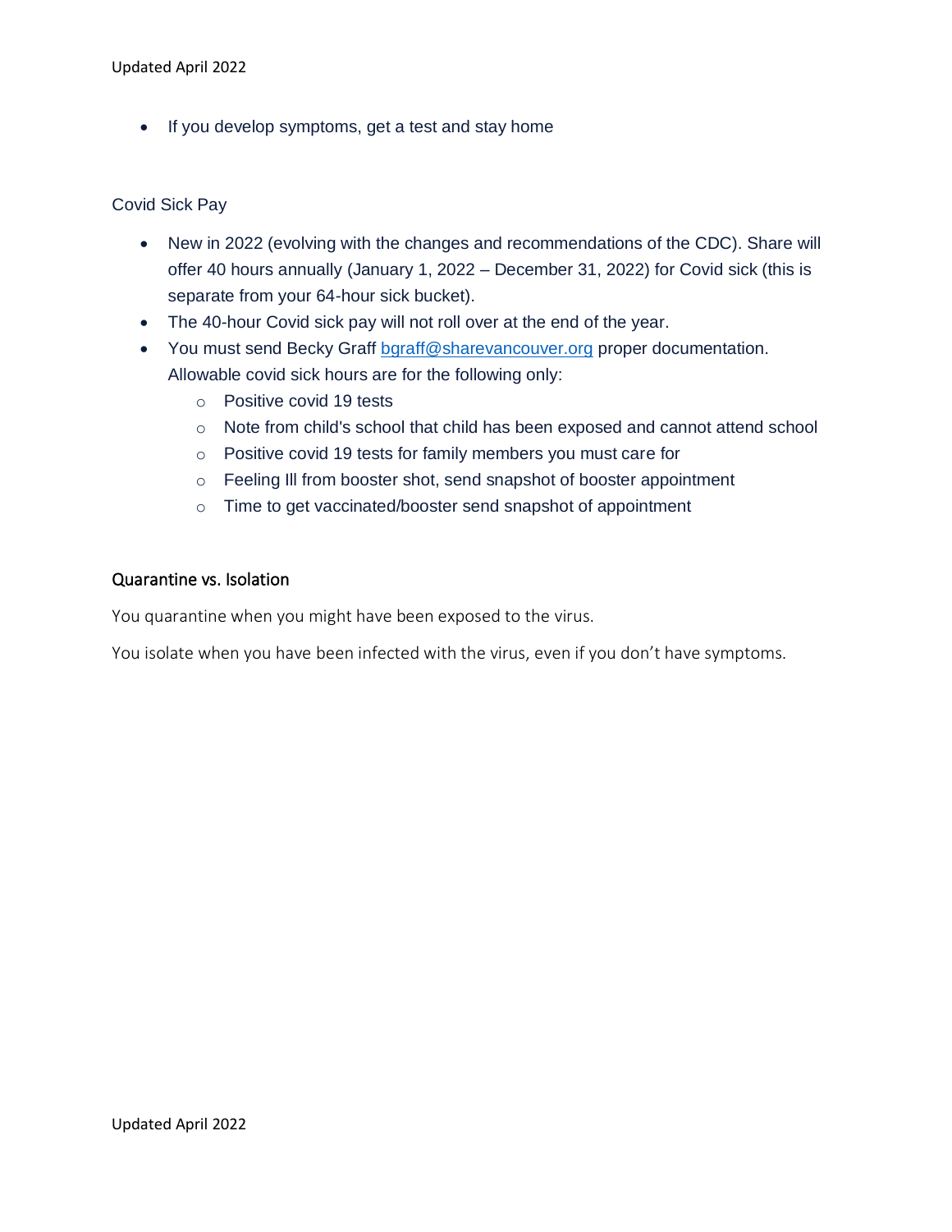- If you develop symptoms, get a test and stay home

## Covid Sick Pay

- New in 2022 (evolving with the changes and recommendations of the CDC). Share will offer 40 hours annually (January 1, 2022 – December 31, 2022) for Covid sick (this is separate from your 64-hour sick bucket).
- The 40-hour Covid sick pay will not roll over at the end of the year.
- You must send Becky Graff bgraff@sharevancouver.org proper documentation. Allowable covid sick hours are for the following only:
  - Positive covid 19 tests
  - Note from child's school that child has been exposed and cannot attend school
  - Positive covid 19 tests for family members you must care for
  - Feeling Ill from booster shot, send snapshot of booster appointment
  - Time to get vaccinated/booster send snapshot of appointment

## Quarantine vs. Isolation

You quarantine when you might have been exposed to the virus.

You isolate when you have been infected with the virus, even if you don't have symptoms.